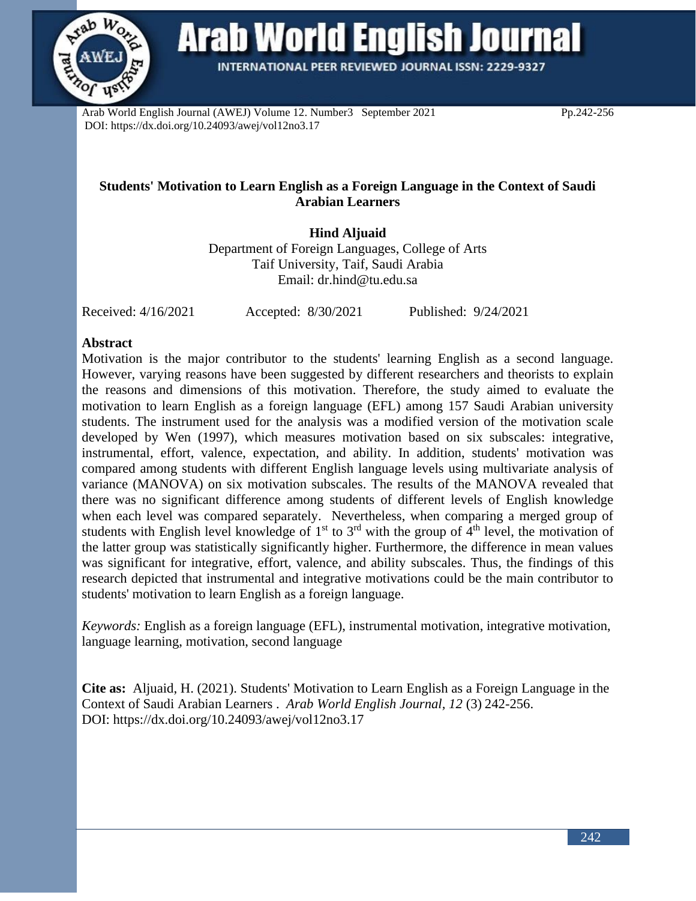# Students' Motivation to Learn English as a Foreign Language in the Context of Saudi Arabian Learners

**Hind Aljuaid**

Department of Foreign Languages, College of Arts
Taif University, Taif, Saudi Arabia
Email: dr.hind@tu.edu.sa

Received: 4/16/2021 Accepted: 8/30/2021 Published: 9/24/2021

## Abstract

Motivation is the major contributor to the students' learning English as a second language. However, varying reasons have been suggested by different researchers and theorists to explain the reasons and dimensions of this motivation. Therefore, the study aimed to evaluate the motivation to learn English as a foreign language (EFL) among 157 Saudi Arabian university students. The instrument used for the analysis was a modified version of the motivation scale developed by Wen (1997), which measures motivation based on six subscales: integrative, instrumental, effort, valence, expectation, and ability. In addition, students' motivation was compared among students with different English language levels using multivariate analysis of variance (MANOVA) on six motivation subscales. The results of the MANOVA revealed that there was no significant difference among students of different levels of English knowledge when each level was compared separately. Nevertheless, when comparing a merged group of students with English level knowledge of 1st to 3rd with the group of 4th level, the motivation of the latter group was statistically significantly higher. Furthermore, the difference in mean values was significant for integrative, effort, valence, and ability subscales. Thus, the findings of this research depicted that instrumental and integrative motivations could be the main contributor to students' motivation to learn English as a foreign language.

*Keywords:* English as a foreign language (EFL), instrumental motivation, integrative motivation, language learning, motivation, second language

**Cite as:** Aljuaid, H. (2021). Students' Motivation to Learn English as a Foreign Language in the Context of Saudi Arabian Learners . *Arab World English Journal, 12* (3) 242-256. DOI: https://dx.doi.org/10.24093/awej/vol12no3.17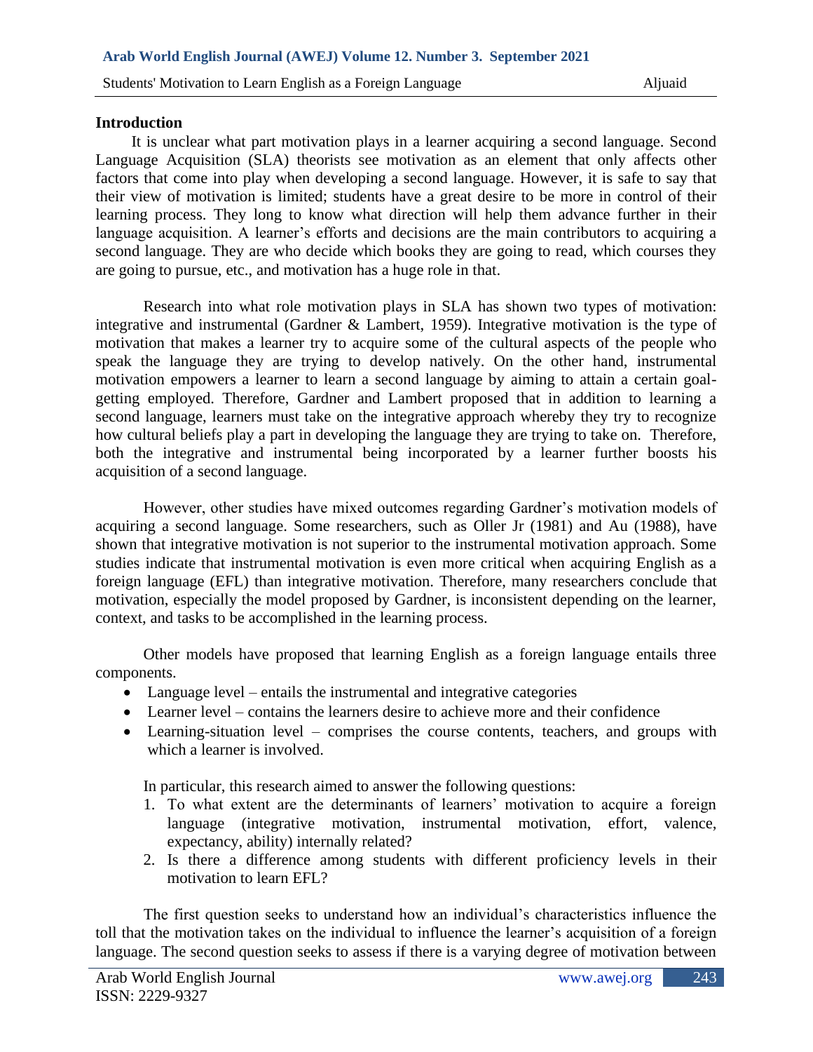## Introduction

It is unclear what part motivation plays in a learner acquiring a second language. Second Language Acquisition (SLA) theorists see motivation as an element that only affects other factors that come into play when developing a second language. However, it is safe to say that their view of motivation is limited; students have a great desire to be more in control of their learning process. They long to know what direction will help them advance further in their language acquisition. A learner's efforts and decisions are the main contributors to acquiring a second language. They are who decide which books they are going to read, which courses they are going to pursue, etc., and motivation has a huge role in that.

Research into what role motivation plays in SLA has shown two types of motivation: integrative and instrumental (Gardner & Lambert, 1959). Integrative motivation is the type of motivation that makes a learner try to acquire some of the cultural aspects of the people who speak the language they are trying to develop natively. On the other hand, instrumental motivation empowers a learner to learn a second language by aiming to attain a certain goal-getting employed. Therefore, Gardner and Lambert proposed that in addition to learning a second language, learners must take on the integrative approach whereby they try to recognize how cultural beliefs play a part in developing the language they are trying to take on. Therefore, both the integrative and instrumental being incorporated by a learner further boosts his acquisition of a second language.

However, other studies have mixed outcomes regarding Gardner's motivation models of acquiring a second language. Some researchers, such as Oller Jr (1981) and Au (1988), have shown that integrative motivation is not superior to the instrumental motivation approach. Some studies indicate that instrumental motivation is even more critical when acquiring English as a foreign language (EFL) than integrative motivation. Therefore, many researchers conclude that motivation, especially the model proposed by Gardner, is inconsistent depending on the learner, context, and tasks to be accomplished in the learning process.

Other models have proposed that learning English as a foreign language entails three components.

- Language level – entails the instrumental and integrative categories
- Learner level – contains the learners desire to achieve more and their confidence
- Learning-situation level – comprises the course contents, teachers, and groups with which a learner is involved.

In particular, this research aimed to answer the following questions:

1. To what extent are the determinants of learners' motivation to acquire a foreign language (integrative motivation, instrumental motivation, effort, valence, expectancy, ability) internally related?
2. Is there a difference among students with different proficiency levels in their motivation to learn EFL?

The first question seeks to understand how an individual's characteristics influence the toll that the motivation takes on the individual to influence the learner's acquisition of a foreign language. The second question seeks to assess if there is a varying degree of motivation between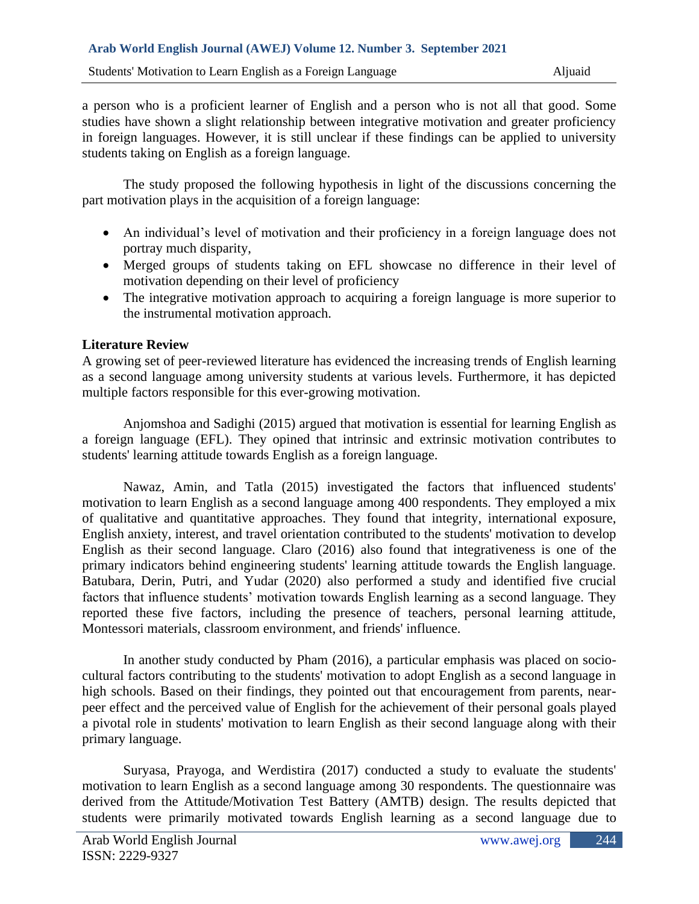a person who is a proficient learner of English and a person who is not all that good. Some studies have shown a slight relationship between integrative motivation and greater proficiency in foreign languages. However, it is still unclear if these findings can be applied to university students taking on English as a foreign language.

The study proposed the following hypothesis in light of the discussions concerning the part motivation plays in the acquisition of a foreign language:

- An individual's level of motivation and their proficiency in a foreign language does not portray much disparity,
- Merged groups of students taking on EFL showcase no difference in their level of motivation depending on their level of proficiency
- The integrative motivation approach to acquiring a foreign language is more superior to the instrumental motivation approach.

## Literature Review

A growing set of peer-reviewed literature has evidenced the increasing trends of English learning as a second language among university students at various levels. Furthermore, it has depicted multiple factors responsible for this ever-growing motivation.

Anjomshoa and Sadighi (2015) argued that motivation is essential for learning English as a foreign language (EFL). They opined that intrinsic and extrinsic motivation contributes to students' learning attitude towards English as a foreign language.

Nawaz, Amin, and Tatla (2015) investigated the factors that influenced students' motivation to learn English as a second language among 400 respondents. They employed a mix of qualitative and quantitative approaches. They found that integrity, international exposure, English anxiety, interest, and travel orientation contributed to the students' motivation to develop English as their second language. Claro (2016) also found that integrativeness is one of the primary indicators behind engineering students' learning attitude towards the English language. Batubara, Derin, Putri, and Yudar (2020) also performed a study and identified five crucial factors that influence students' motivation towards English learning as a second language. They reported these five factors, including the presence of teachers, personal learning attitude, Montessori materials, classroom environment, and friends' influence.

In another study conducted by Pham (2016), a particular emphasis was placed on socio-cultural factors contributing to the students' motivation to adopt English as a second language in high schools. Based on their findings, they pointed out that encouragement from parents, near-peer effect and the perceived value of English for the achievement of their personal goals played a pivotal role in students' motivation to learn English as their second language along with their primary language.

Suryasa, Prayoga, and Werdistira (2017) conducted a study to evaluate the students' motivation to learn English as a second language among 30 respondents. The questionnaire was derived from the Attitude/Motivation Test Battery (AMTB) design. The results depicted that students were primarily motivated towards English learning as a second language due to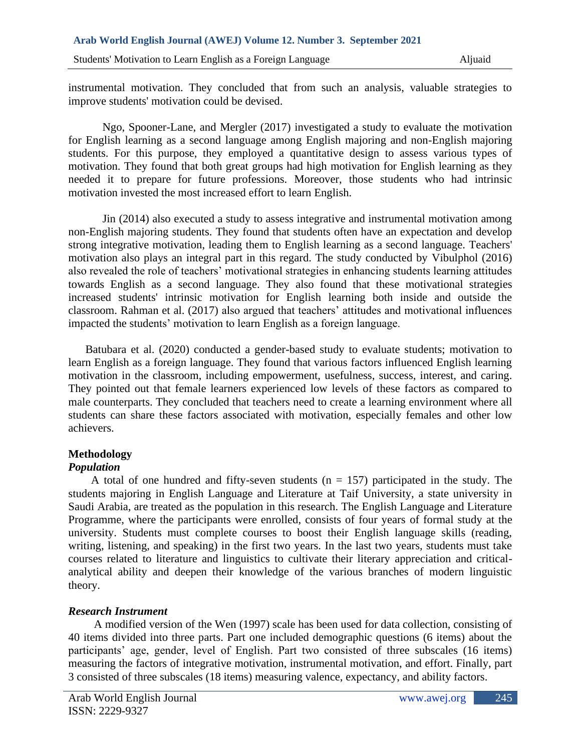instrumental motivation. They concluded that from such an analysis, valuable strategies to improve students' motivation could be devised.

Ngo, Spooner-Lane, and Mergler (2017) investigated a study to evaluate the motivation for English learning as a second language among English majoring and non-English majoring students. For this purpose, they employed a quantitative design to assess various types of motivation. They found that both great groups had high motivation for English learning as they needed it to prepare for future professions. Moreover, those students who had intrinsic motivation invested the most increased effort to learn English.

Jin (2014) also executed a study to assess integrative and instrumental motivation among non-English majoring students. They found that students often have an expectation and develop strong integrative motivation, leading them to English learning as a second language. Teachers' motivation also plays an integral part in this regard. The study conducted by Vibulphol (2016) also revealed the role of teachers' motivational strategies in enhancing students learning attitudes towards English as a second language. They also found that these motivational strategies increased students' intrinsic motivation for English learning both inside and outside the classroom. Rahman et al. (2017) also argued that teachers' attitudes and motivational influences impacted the students' motivation to learn English as a foreign language.

Batubara et al. (2020) conducted a gender-based study to evaluate students; motivation to learn English as a foreign language. They found that various factors influenced English learning motivation in the classroom, including empowerment, usefulness, success, interest, and caring. They pointed out that female learners experienced low levels of these factors as compared to male counterparts. They concluded that teachers need to create a learning environment where all students can share these factors associated with motivation, especially females and other low achievers.

## Methodology

### *Population*

A total of one hundred and fifty-seven students (n = 157) participated in the study. The students majoring in English Language and Literature at Taif University, a state university in Saudi Arabia, are treated as the population in this research. The English Language and Literature Programme, where the participants were enrolled, consists of four years of formal study at the university. Students must complete courses to boost their English language skills (reading, writing, listening, and speaking) in the first two years. In the last two years, students must take courses related to literature and linguistics to cultivate their literary appreciation and critical-analytical ability and deepen their knowledge of the various branches of modern linguistic theory.

### *Research Instrument*

A modified version of the Wen (1997) scale has been used for data collection, consisting of 40 items divided into three parts. Part one included demographic questions (6 items) about the participants' age, gender, level of English. Part two consisted of three subscales (16 items) measuring the factors of integrative motivation, instrumental motivation, and effort. Finally, part 3 consisted of three subscales (18 items) measuring valence, expectancy, and ability factors.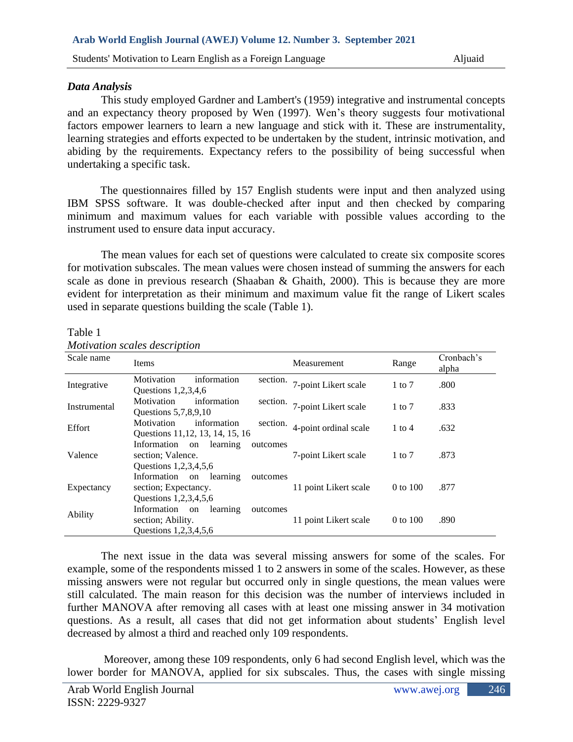### *Data Analysis*

This study employed Gardner and Lambert's (1959) integrative and instrumental concepts and an expectancy theory proposed by Wen (1997). Wen's theory suggests four motivational factors empower learners to learn a new language and stick with it. These are instrumentality, learning strategies and efforts expected to be undertaken by the student, intrinsic motivation, and abiding by the requirements. Expectancy refers to the possibility of being successful when undertaking a specific task.

The questionnaires filled by 157 English students were input and then analyzed using IBM SPSS software. It was double-checked after input and then checked by comparing minimum and maximum values for each variable with possible values according to the instrument used to ensure data input accuracy.

The mean values for each set of questions were calculated to create six composite scores for motivation subscales. The mean values were chosen instead of summing the answers for each scale as done in previous research (Shaaban & Ghaith, 2000). This is because they are more evident for interpretation as their minimum and maximum value fit the range of Likert scales used in separate questions building the scale (Table 1).

Table 1
*Motivation scales description*

| Scale name | Items | Measurement | Range | Cronbach's alpha |
|---|---|---|---|---|
| Integrative | Motivation information section. Questions 1,2,3,4,6 | 7-point Likert scale | 1 to 7 | .800 |
| Instrumental | Motivation information section. Questions 5,7,8,9,10 | 7-point Likert scale | 1 to 7 | .833 |
| Effort | Motivation information section. Questions 11,12, 13, 14, 15, 16 | 4-point ordinal scale | 1 to 4 | .632 |
| Valence | Information on learning outcomes section; Valence. Questions 1,2,3,4,5,6 | 7-point Likert scale | 1 to 7 | .873 |
| Expectancy | Information on learning outcomes section; Expectancy. Questions 1,2,3,4,5,6 | 11 point Likert scale | 0 to 100 | .877 |
| Ability | Information on learning outcomes section; Ability. Questions 1,2,3,4,5,6 | 11 point Likert scale | 0 to 100 | .890 |

The next issue in the data was several missing answers for some of the scales. For example, some of the respondents missed 1 to 2 answers in some of the scales. However, as these missing answers were not regular but occurred only in single questions, the mean values were still calculated. The main reason for this decision was the number of interviews included in further MANOVA after removing all cases with at least one missing answer in 34 motivation questions. As a result, all cases that did not get information about students' English level decreased by almost a third and reached only 109 respondents.

Moreover, among these 109 respondents, only 6 had second English level, which was the lower border for MANOVA, applied for six subscales. Thus, the cases with single missing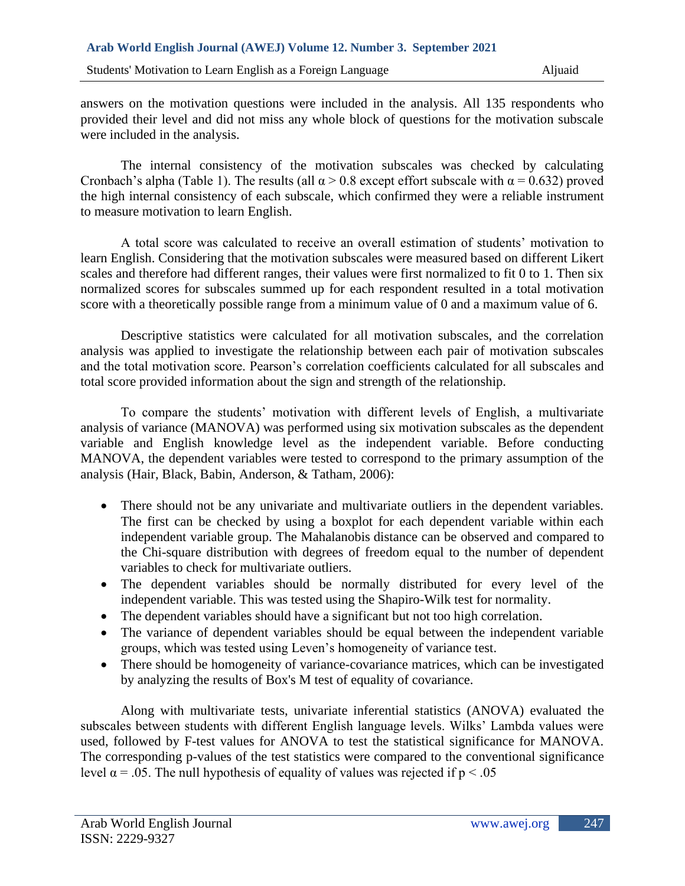answers on the motivation questions were included in the analysis. All 135 respondents who provided their level and did not miss any whole block of questions for the motivation subscale were included in the analysis.

The internal consistency of the motivation subscales was checked by calculating Cronbach's alpha (Table 1). The results (all $\alpha > 0.8$ except effort subscale with $\alpha = 0.632$) proved the high internal consistency of each subscale, which confirmed they were a reliable instrument to measure motivation to learn English.

A total score was calculated to receive an overall estimation of students' motivation to learn English. Considering that the motivation subscales were measured based on different Likert scales and therefore had different ranges, their values were first normalized to fit 0 to 1. Then six normalized scores for subscales summed up for each respondent resulted in a total motivation score with a theoretically possible range from a minimum value of 0 and a maximum value of 6.

Descriptive statistics were calculated for all motivation subscales, and the correlation analysis was applied to investigate the relationship between each pair of motivation subscales and the total motivation score. Pearson's correlation coefficients calculated for all subscales and total score provided information about the sign and strength of the relationship.

To compare the students' motivation with different levels of English, a multivariate analysis of variance (MANOVA) was performed using six motivation subscales as the dependent variable and English knowledge level as the independent variable. Before conducting MANOVA, the dependent variables were tested to correspond to the primary assumption of the analysis (Hair, Black, Babin, Anderson, & Tatham, 2006):

- There should not be any univariate and multivariate outliers in the dependent variables. The first can be checked by using a boxplot for each dependent variable within each independent variable group. The Mahalanobis distance can be observed and compared to the Chi-square distribution with degrees of freedom equal to the number of dependent variables to check for multivariate outliers.
- The dependent variables should be normally distributed for every level of the independent variable. This was tested using the Shapiro-Wilk test for normality.
- The dependent variables should have a significant but not too high correlation.
- The variance of dependent variables should be equal between the independent variable groups, which was tested using Leven's homogeneity of variance test.
- There should be homogeneity of variance-covariance matrices, which can be investigated by analyzing the results of Box's M test of equality of covariance.

Along with multivariate tests, univariate inferential statistics (ANOVA) evaluated the subscales between students with different English language levels. Wilks' Lambda values were used, followed by F-test values for ANOVA to test the statistical significance for MANOVA. The corresponding p-values of the test statistics were compared to the conventional significance level $\alpha = .05$. The null hypothesis of equality of values was rejected if $p < .05$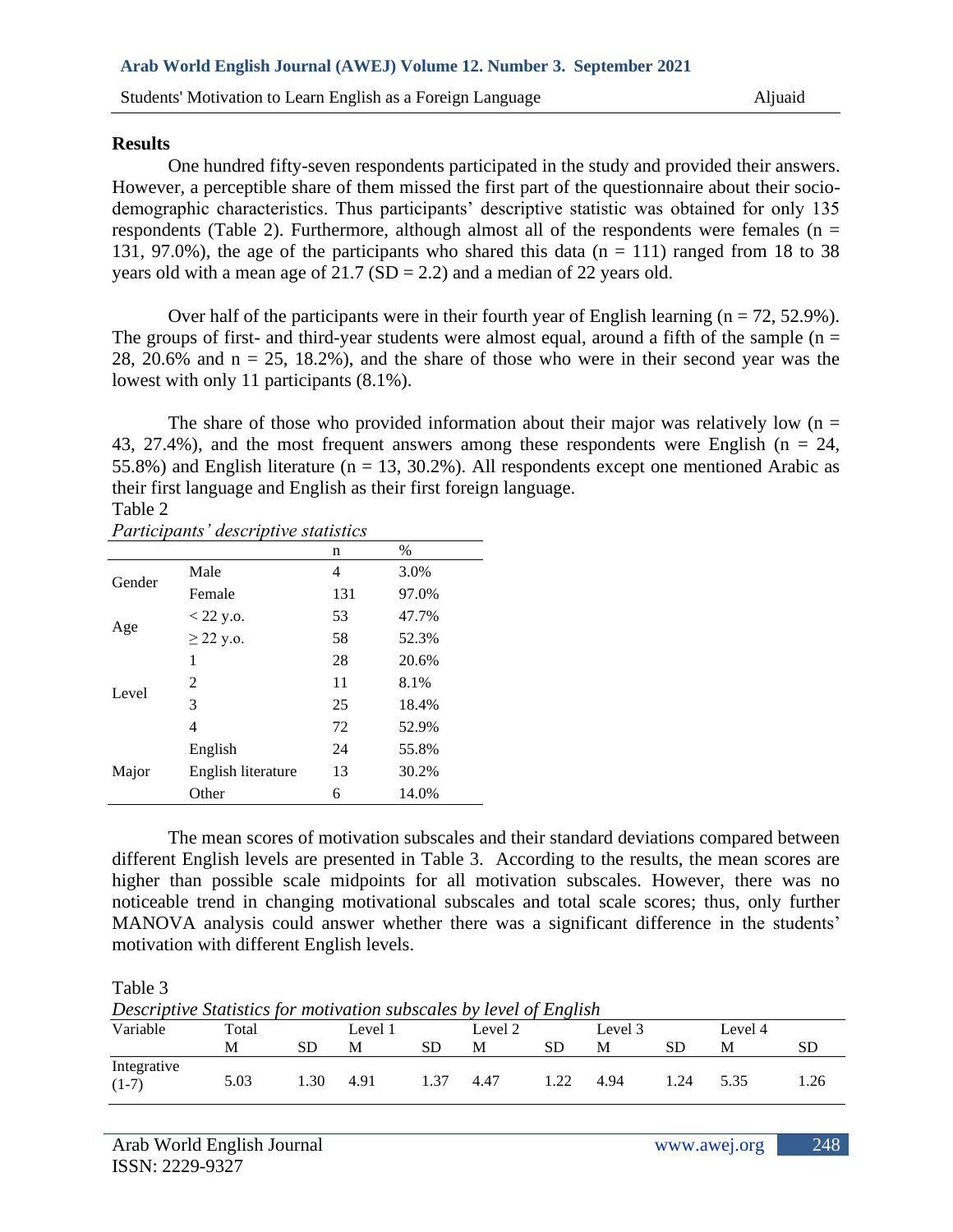## Results

One hundred fifty-seven respondents participated in the study and provided their answers. However, a perceptible share of them missed the first part of the questionnaire about their socio-demographic characteristics. Thus participants' descriptive statistic was obtained for only 135 respondents (Table 2). Furthermore, although almost all of the respondents were females (n = 131, 97.0%), the age of the participants who shared this data (n = 111) ranged from 18 to 38 years old with a mean age of 21.7 (SD = 2.2) and a median of 22 years old.

Over half of the participants were in their fourth year of English learning (n = 72, 52.9%). The groups of first- and third-year students were almost equal, around a fifth of the sample (n = 28, 20.6% and n = 25, 18.2%), and the share of those who were in their second year was the lowest with only 11 participants (8.1%).

The share of those who provided information about their major was relatively low (n = 43, 27.4%), and the most frequent answers among these respondents were English (n = 24, 55.8%) and English literature (n = 13, 30.2%). All respondents except one mentioned Arabic as their first language and English as their first foreign language.

Table 2
*Participants' descriptive statistics*

| | | n | % |
|---|---|---|---|
| Gender | Male | 4 | 3.0% |
| | Female | 131 | 97.0% |
| Age | < 22 y.o. | 53 | 47.7% |
| | ≥ 22 y.o. | 58 | 52.3% |
| Level | 1 | 28 | 20.6% |
| | 2 | 11 | 8.1% |
| | 3 | 25 | 18.4% |
| | 4 | 72 | 52.9% |
| Major | English | 24 | 55.8% |
| | English literature | 13 | 30.2% |
| | Other | 6 | 14.0% |

The mean scores of motivation subscales and their standard deviations compared between different English levels are presented in Table 3. According to the results, the mean scores are higher than possible scale midpoints for all motivation subscales. However, there was no noticeable trend in changing motivational subscales and total scale scores; thus, only further MANOVA analysis could answer whether there was a significant difference in the students' motivation with different English levels.

Table 3
*Descriptive Statistics for motivation subscales by level of English*

| Variable | Total | | Level 1 | | Level 2 | | Level 3 | | Level 4 | |
|---|---|---|---|---|---|---|---|---|---|---|
| | M | SD | M | SD | M | SD | M | SD | M | SD |
| Integrative (1-7) | 5.03 | 1.30 | 4.91 | 1.37 | 4.47 | 1.22 | 4.94 | 1.24 | 5.35 | 1.26 |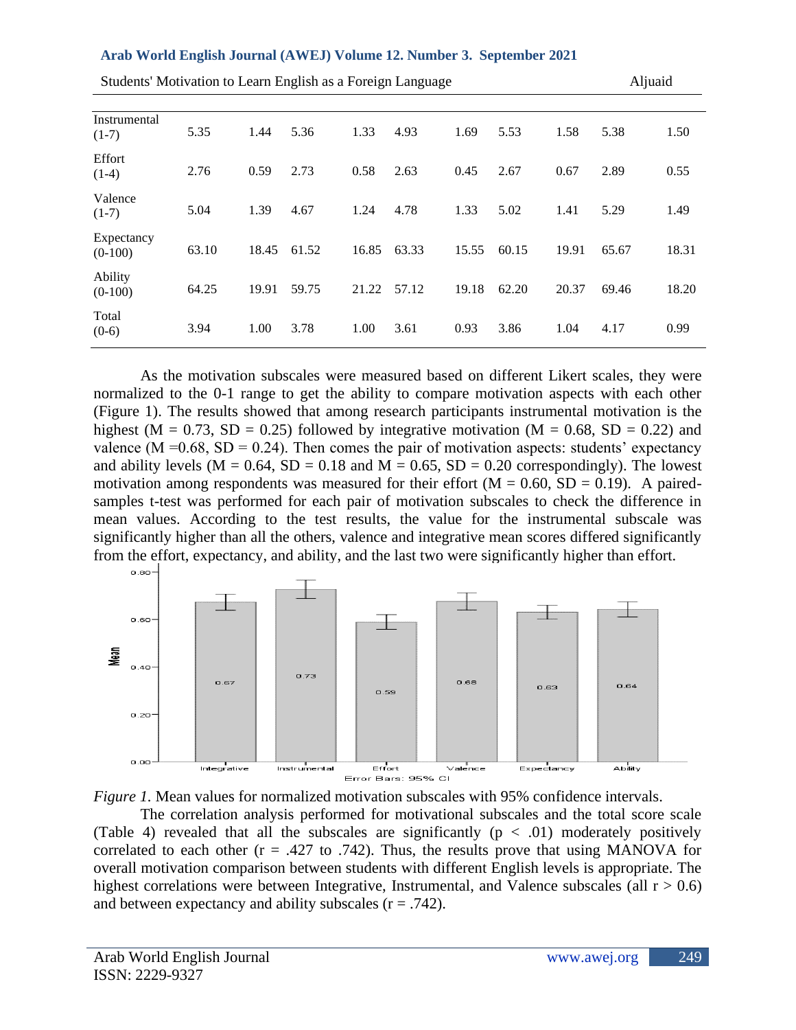| | | | | | | | | | | |
|---|---|---|---|---|---|---|---|---|---|---|
| Instrumental (1-7) | 5.35 | 1.44 | 5.36 | 1.33 | 4.93 | 1.69 | 5.53 | 1.58 | 5.38 | 1.50 |
| Effort (1-4) | 2.76 | 0.59 | 2.73 | 0.58 | 2.63 | 0.45 | 2.67 | 0.67 | 2.89 | 0.55 |
| Valence (1-7) | 5.04 | 1.39 | 4.67 | 1.24 | 4.78 | 1.33 | 5.02 | 1.41 | 5.29 | 1.49 |
| Expectancy (0-100) | 63.10 | 18.45 | 61.52 | 16.85 | 63.33 | 15.55 | 60.15 | 19.91 | 65.67 | 18.31 |
| Ability (0-100) | 64.25 | 19.91 | 59.75 | 21.22 | 57.12 | 19.18 | 62.20 | 20.37 | 69.46 | 18.20 |
| Total (0-6) | 3.94 | 1.00 | 3.78 | 1.00 | 3.61 | 0.93 | 3.86 | 1.04 | 4.17 | 0.99 |

As the motivation subscales were measured based on different Likert scales, they were normalized to the 0-1 range to get the ability to compare motivation aspects with each other (Figure 1). The results showed that among research participants instrumental motivation is the highest (M = 0.73, SD = 0.25) followed by integrative motivation (M = 0.68, SD = 0.22) and valence (M =0.68, SD = 0.24). Then comes the pair of motivation aspects: students' expectancy and ability levels (M = 0.64, SD = 0.18 and M = 0.65, SD = 0.20 correspondingly). The lowest motivation among respondents was measured for their effort (M = 0.60, SD = 0.19). A paired-samples t-test was performed for each pair of motivation subscales to check the difference in mean values. According to the test results, the value for the instrumental subscale was significantly higher than all the others, valence and integrative mean scores differed significantly from the effort, expectancy, and ability, and the last two were significantly higher than effort.

*Figure 1.* Mean values for normalized motivation subscales with 95% confidence intervals.

The correlation analysis performed for motivational subscales and the total score scale (Table 4) revealed that all the subscales are significantly ($p < .01$) moderately positively correlated to each other ($r = .427$ to $.742$). Thus, the results prove that using MANOVA for overall motivation comparison between students with different English levels is appropriate. The highest correlations were between Integrative, Instrumental, and Valence subscales (all $r > 0.6$) and between expectancy and ability subscales ($r = .742$).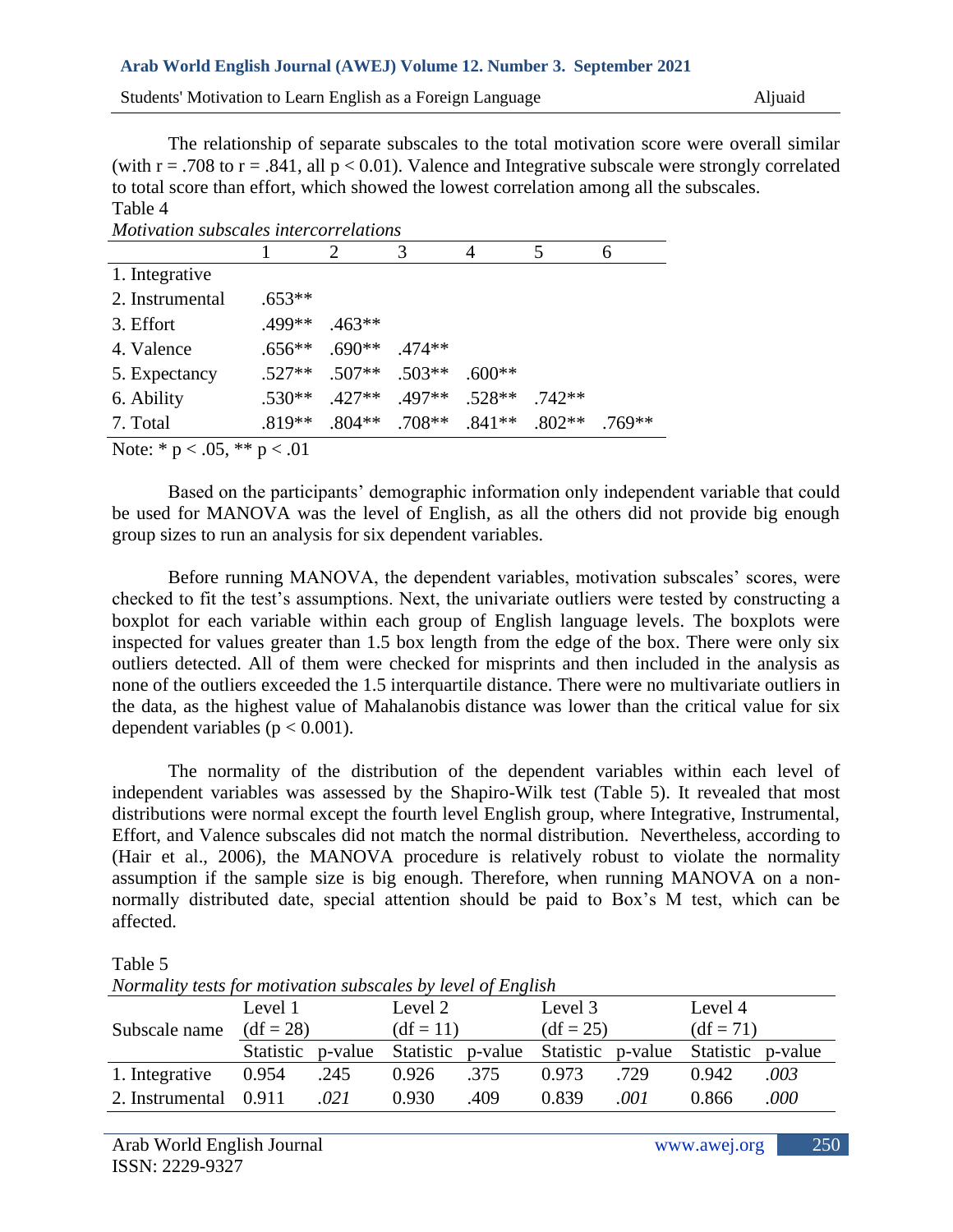The relationship of separate subscales to the total motivation score were overall similar (with r = .708 to r = .841, all p < 0.01). Valence and Integrative subscale were strongly correlated to total score than effort, which showed the lowest correlation among all the subscales.

Table 4

*Motivation subscales intercorrelations*

| | 1 | 2 | 3 | 4 | 5 | 6 |
|---|---|---|---|---|---|---|
| 1. Integrative | | | | | | |
| 2. Instrumental | .653** | | | | | |
| 3. Effort | .499** | .463** | | | | |
| 4. Valence | .656** | .690** | .474** | | | |
| 5. Expectancy | .527** | .507** | .503** | .600** | | |
| 6. Ability | .530** | .427** | .497** | .528** | .742** | |
| 7. Total | .819** | .804** | .708** | .841** | .802** | .769** |

Note: * p < .05, ** p < .01

Based on the participants' demographic information only independent variable that could be used for MANOVA was the level of English, as all the others did not provide big enough group sizes to run an analysis for six dependent variables.

Before running MANOVA, the dependent variables, motivation subscales' scores, were checked to fit the test's assumptions. Next, the univariate outliers were tested by constructing a boxplot for each variable within each group of English language levels. The boxplots were inspected for values greater than 1.5 box length from the edge of the box. There were only six outliers detected. All of them were checked for misprints and then included in the analysis as none of the outliers exceeded the 1.5 interquartile distance. There were no multivariate outliers in the data, as the highest value of Mahalanobis distance was lower than the critical value for six dependent variables (p < 0.001).

The normality of the distribution of the dependent variables within each level of independent variables was assessed by the Shapiro-Wilk test (Table 5). It revealed that most distributions were normal except the fourth level English group, where Integrative, Instrumental, Effort, and Valence subscales did not match the normal distribution. Nevertheless, according to (Hair et al., 2006), the MANOVA procedure is relatively robust to violate the normality assumption if the sample size is big enough. Therefore, when running MANOVA on a non-normally distributed date, special attention should be paid to Box's M test, which can be affected.

Table 5

*Normality tests for motivation subscales by level of English*

| Subscale name | Level 1 (df = 28) | | Level 2 (df = 11) | | Level 3 (df = 25) | | Level 4 (df = 71) | |
|---|---|---|---|---|---|---|---|---|
| | Statistic | p-value | Statistic | p-value | Statistic | p-value | Statistic | p-value |
| 1. Integrative | 0.954 | .245 | 0.926 | .375 | 0.973 | .729 | 0.942 | *.003* |
| 2. Instrumental | 0.911 | *.021* | 0.930 | .409 | 0.839 | *.001* | 0.866 | *.000* |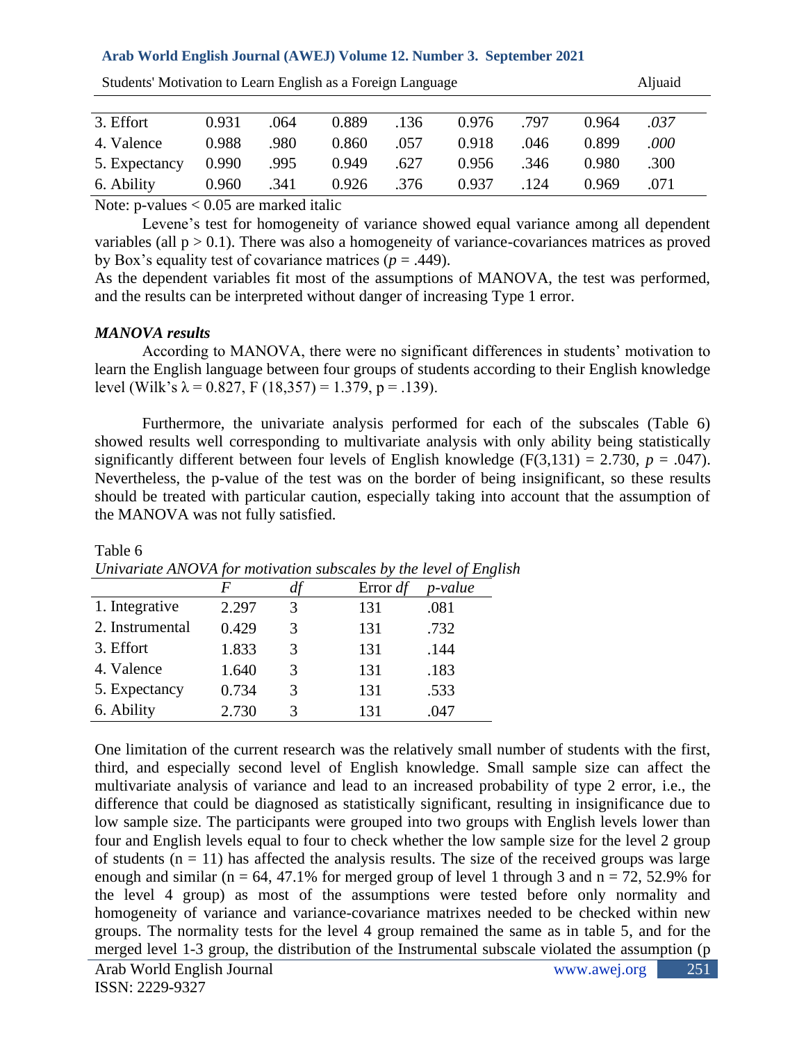| | | | | | | | | |
|---|---|---|---|---|---|---|---|---|
| 3. Effort | 0.931 | .064 | 0.889 | .136 | 0.976 | .797 | 0.964 | *.037* |
| 4. Valence | 0.988 | .980 | 0.860 | .057 | 0.918 | .046 | 0.899 | *.000* |
| 5. Expectancy | 0.990 | .995 | 0.949 | .627 | 0.956 | .346 | 0.980 | .300 |
| 6. Ability | 0.960 | .341 | 0.926 | .376 | 0.937 | .124 | 0.969 | .071 |

Note: p-values < 0.05 are marked italic

Levene's test for homogeneity of variance showed equal variance among all dependent variables (all $p > 0.1$). There was also a homogeneity of variance-covariances matrices as proved by Box's equality test of covariance matrices ($p = .449$).

As the dependent variables fit most of the assumptions of MANOVA, the test was performed, and the results can be interpreted without danger of increasing Type 1 error.

### *MANOVA results*

According to MANOVA, there were no significant differences in students' motivation to learn the English language between four groups of students according to their English knowledge level (Wilk's $\lambda = 0.827$, $F(18,357) = 1.379$, $p = .139$).

Furthermore, the univariate analysis performed for each of the subscales (Table 6) showed results well corresponding to multivariate analysis with only ability being statistically significantly different between four levels of English knowledge ($F(3,131) = 2.730$, $p = .047$). Nevertheless, the p-value of the test was on the border of being insignificant, so these results should be treated with particular caution, especially taking into account that the assumption of the MANOVA was not fully satisfied.

Table 6

*Univariate ANOVA for motivation subscales by the level of English*

| | *F* | *df* | Error *df* | *p-value* |
|---|---|---|---|---|
| 1. Integrative | 2.297 | 3 | 131 | .081 |
| 2. Instrumental | 0.429 | 3 | 131 | .732 |
| 3. Effort | 1.833 | 3 | 131 | .144 |
| 4. Valence | 1.640 | 3 | 131 | .183 |
| 5. Expectancy | 0.734 | 3 | 131 | .533 |
| 6. Ability | 2.730 | 3 | 131 | .047 |

One limitation of the current research was the relatively small number of students with the first, third, and especially second level of English knowledge. Small sample size can affect the multivariate analysis of variance and lead to an increased probability of type 2 error, i.e., the difference that could be diagnosed as statistically significant, resulting in insignificance due to low sample size. The participants were grouped into two groups with English levels lower than four and English levels equal to four to check whether the low sample size for the level 2 group of students ($n = 11$) has affected the analysis results. The size of the received groups was large enough and similar ($n = 64$, 47.1% for merged group of level 1 through 3 and $n = 72$, 52.9% for the level 4 group) as most of the assumptions were tested before only normality and homogeneity of variance and variance-covariance matrixes needed to be checked within new groups. The normality tests for the level 4 group remained the same as in table 5, and for the merged level 1-3 group, the distribution of the Instrumental subscale violated the assumption (p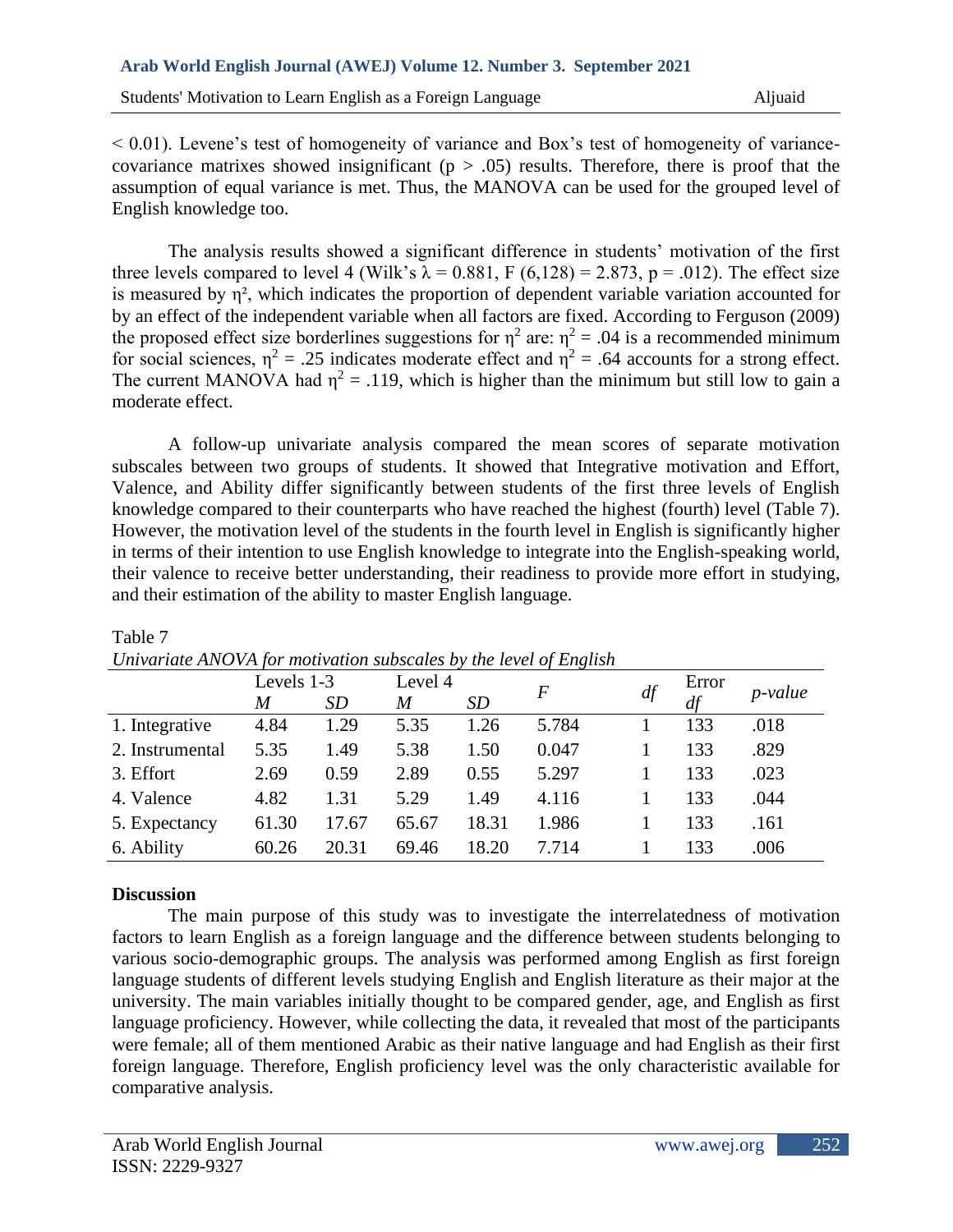< 0.01). Levene's test of homogeneity of variance and Box's test of homogeneity of variance-covariance matrixes showed insignificant ($p > .05$) results. Therefore, there is proof that the assumption of equal variance is met. Thus, the MANOVA can be used for the grouped level of English knowledge too.

The analysis results showed a significant difference in students' motivation of the first three levels compared to level 4 (Wilk's $\lambda = 0.881$, $F(6,128) = 2.873$, $p = .012$). The effect size is measured by $\eta^2$, which indicates the proportion of dependent variable variation accounted for by an effect of the independent variable when all factors are fixed. According to Ferguson (2009) the proposed effect size borderlines suggestions for $\eta^2$ are: $\eta^2 = .04$ is a recommended minimum for social sciences, $\eta^2 = .25$ indicates moderate effect and $\eta^2 = .64$ accounts for a strong effect. The current MANOVA had $\eta^2 = .119$, which is higher than the minimum but still low to gain a moderate effect.

A follow-up univariate analysis compared the mean scores of separate motivation subscales between two groups of students. It showed that Integrative motivation and Effort, Valence, and Ability differ significantly between students of the first three levels of English knowledge compared to their counterparts who have reached the highest (fourth) level (Table 7). However, the motivation level of the students in the fourth level in English is significantly higher in terms of their intention to use English knowledge to integrate into the English-speaking world, their valence to receive better understanding, their readiness to provide more effort in studying, and their estimation of the ability to master English language.

Table 7
*Univariate ANOVA for motivation subscales by the level of English*

| | Levels 1-3 | | Level 4 | | *F* | *df* | Error *df* | *p-value* |
|---|---|---|---|---|---|---|---|---|
| | *M* | *SD* | *M* | *SD* | | | | |
| 1. Integrative | 4.84 | 1.29 | 5.35 | 1.26 | 5.784 | 1 | 133 | .018 |
| 2. Instrumental | 5.35 | 1.49 | 5.38 | 1.50 | 0.047 | 1 | 133 | .829 |
| 3. Effort | 2.69 | 0.59 | 2.89 | 0.55 | 5.297 | 1 | 133 | .023 |
| 4. Valence | 4.82 | 1.31 | 5.29 | 1.49 | 4.116 | 1 | 133 | .044 |
| 5. Expectancy | 61.30 | 17.67 | 65.67 | 18.31 | 1.986 | 1 | 133 | .161 |
| 6. Ability | 60.26 | 20.31 | 69.46 | 18.20 | 7.714 | 1 | 133 | .006 |

## Discussion

The main purpose of this study was to investigate the interrelatedness of motivation factors to learn English as a foreign language and the difference between students belonging to various socio-demographic groups. The analysis was performed among English as first foreign language students of different levels studying English and English literature as their major at the university. The main variables initially thought to be compared gender, age, and English as first language proficiency. However, while collecting the data, it revealed that most of the participants were female; all of them mentioned Arabic as their native language and had English as their first foreign language. Therefore, English proficiency level was the only characteristic available for comparative analysis.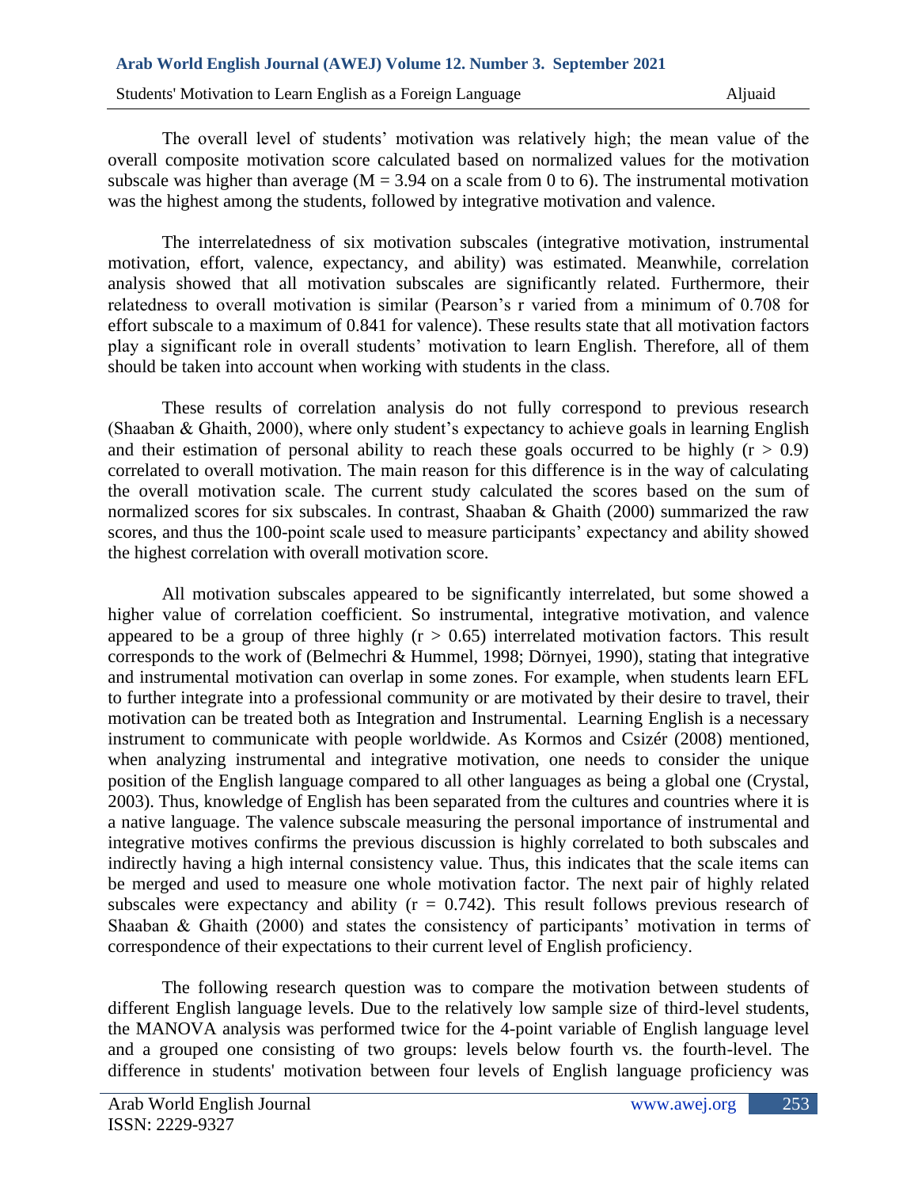The overall level of students' motivation was relatively high; the mean value of the overall composite motivation score calculated based on normalized values for the motivation subscale was higher than average ($M = 3.94$ on a scale from 0 to 6). The instrumental motivation was the highest among the students, followed by integrative motivation and valence.

The interrelatedness of six motivation subscales (integrative motivation, instrumental motivation, effort, valence, expectancy, and ability) was estimated. Meanwhile, correlation analysis showed that all motivation subscales are significantly related. Furthermore, their relatedness to overall motivation is similar (Pearson's r varied from a minimum of 0.708 for effort subscale to a maximum of 0.841 for valence). These results state that all motivation factors play a significant role in overall students' motivation to learn English. Therefore, all of them should be taken into account when working with students in the class.

These results of correlation analysis do not fully correspond to previous research (Shaaban & Ghaith, 2000), where only student's expectancy to achieve goals in learning English and their estimation of personal ability to reach these goals occurred to be highly ($r > 0.9$) correlated to overall motivation. The main reason for this difference is in the way of calculating the overall motivation scale. The current study calculated the scores based on the sum of normalized scores for six subscales. In contrast, Shaaban & Ghaith (2000) summarized the raw scores, and thus the 100-point scale used to measure participants' expectancy and ability showed the highest correlation with overall motivation score.

All motivation subscales appeared to be significantly interrelated, but some showed a higher value of correlation coefficient. So instrumental, integrative motivation, and valence appeared to be a group of three highly ($r > 0.65$) interrelated motivation factors. This result corresponds to the work of (Belmechri & Hummel, 1998; Dörnyei, 1990), stating that integrative and instrumental motivation can overlap in some zones. For example, when students learn EFL to further integrate into a professional community or are motivated by their desire to travel, their motivation can be treated both as Integration and Instrumental. Learning English is a necessary instrument to communicate with people worldwide. As Kormos and Csizér (2008) mentioned, when analyzing instrumental and integrative motivation, one needs to consider the unique position of the English language compared to all other languages as being a global one (Crystal, 2003). Thus, knowledge of English has been separated from the cultures and countries where it is a native language. The valence subscale measuring the personal importance of instrumental and integrative motives confirms the previous discussion is highly correlated to both subscales and indirectly having a high internal consistency value. Thus, this indicates that the scale items can be merged and used to measure one whole motivation factor. The next pair of highly related subscales were expectancy and ability ($r = 0.742$). This result follows previous research of Shaaban & Ghaith (2000) and states the consistency of participants' motivation in terms of correspondence of their expectations to their current level of English proficiency.

The following research question was to compare the motivation between students of different English language levels. Due to the relatively low sample size of third-level students, the MANOVA analysis was performed twice for the 4-point variable of English language level and a grouped one consisting of two groups: levels below fourth vs. the fourth-level. The difference in students' motivation between four levels of English language proficiency was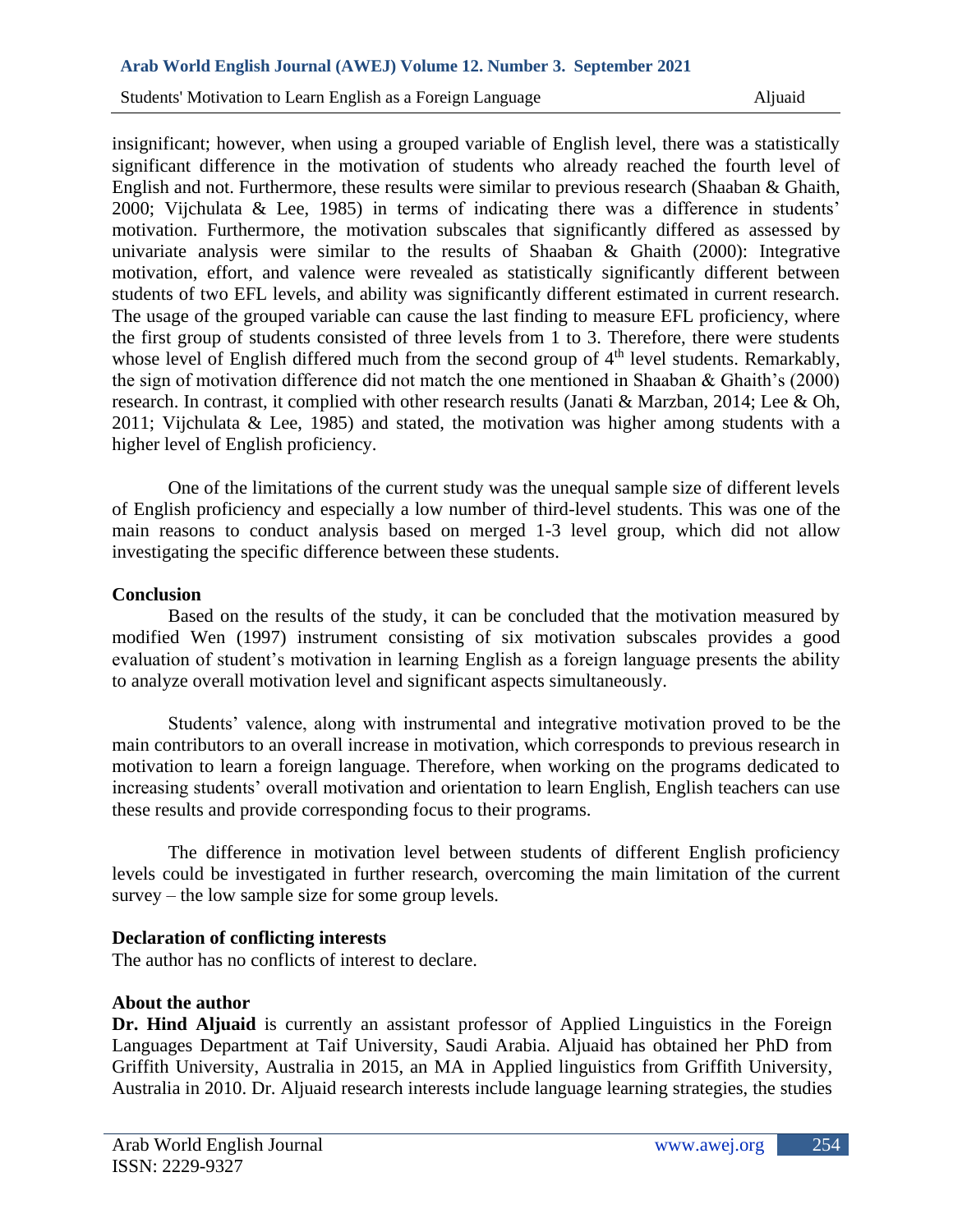insignificant; however, when using a grouped variable of English level, there was a statistically significant difference in the motivation of students who already reached the fourth level of English and not. Furthermore, these results were similar to previous research (Shaaban & Ghaith, 2000; Vijchulata & Lee, 1985) in terms of indicating there was a difference in students' motivation. Furthermore, the motivation subscales that significantly differed as assessed by univariate analysis were similar to the results of Shaaban & Ghaith (2000): Integrative motivation, effort, and valence were revealed as statistically significantly different between students of two EFL levels, and ability was significantly different estimated in current research. The usage of the grouped variable can cause the last finding to measure EFL proficiency, where the first group of students consisted of three levels from 1 to 3. Therefore, there were students whose level of English differed much from the second group of 4th level students. Remarkably, the sign of motivation difference did not match the one mentioned in Shaaban & Ghaith's (2000) research. In contrast, it complied with other research results (Janati & Marzban, 2014; Lee & Oh, 2011; Vijchulata & Lee, 1985) and stated, the motivation was higher among students with a higher level of English proficiency.

One of the limitations of the current study was the unequal sample size of different levels of English proficiency and especially a low number of third-level students. This was one of the main reasons to conduct analysis based on merged 1-3 level group, which did not allow investigating the specific difference between these students.

**Conclusion**

Based on the results of the study, it can be concluded that the motivation measured by modified Wen (1997) instrument consisting of six motivation subscales provides a good evaluation of student's motivation in learning English as a foreign language presents the ability to analyze overall motivation level and significant aspects simultaneously.

Students' valence, along with instrumental and integrative motivation proved to be the main contributors to an overall increase in motivation, which corresponds to previous research in motivation to learn a foreign language. Therefore, when working on the programs dedicated to increasing students' overall motivation and orientation to learn English, English teachers can use these results and provide corresponding focus to their programs.

The difference in motivation level between students of different English proficiency levels could be investigated in further research, overcoming the main limitation of the current survey – the low sample size for some group levels.

**Declaration of conflicting interests**

The author has no conflicts of interest to declare.

**About the author**

**Dr. Hind Aljuaid** is currently an assistant professor of Applied Linguistics in the Foreign Languages Department at Taif University, Saudi Arabia. Aljuaid has obtained her PhD from Griffith University, Australia in 2015, an MA in Applied linguistics from Griffith University, Australia in 2010. Dr. Aljuaid research interests include language learning strategies, the studies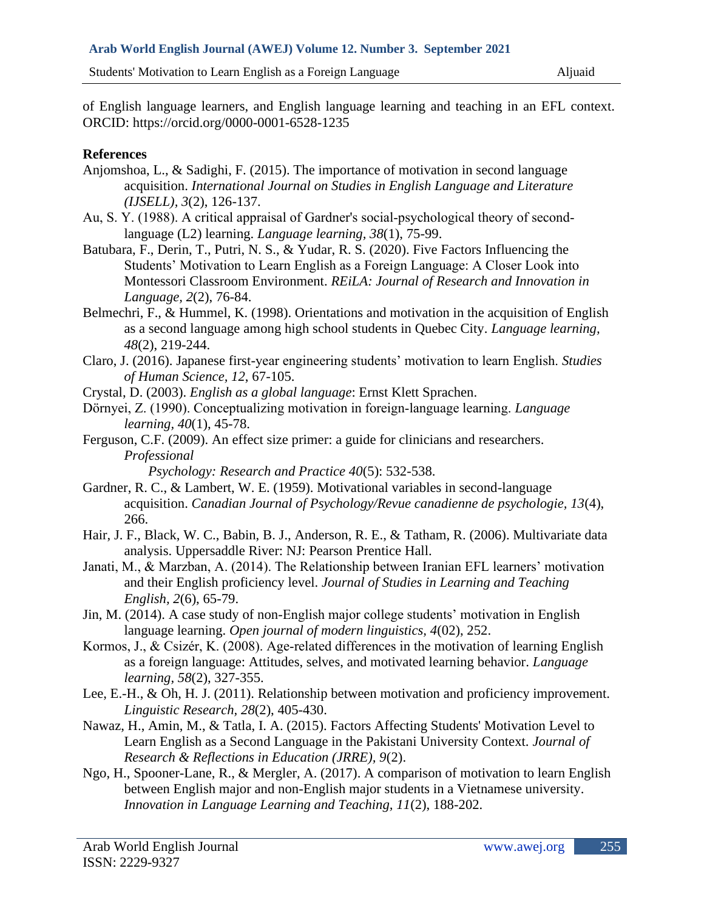of English language learners, and English language learning and teaching in an EFL context. ORCID: https://orcid.org/0000-0001-6528-1235

**References**

Anjomshoa, L., & Sadighi, F. (2015). The importance of motivation in second language acquisition. *International Journal on Studies in English Language and Literature (IJSELL)*, *3*(2), 126-137.

Au, S. Y. (1988). A critical appraisal of Gardner's social-psychological theory of second-language (L2) learning. *Language learning*, *38*(1), 75-99.

Batubara, F., Derin, T., Putri, N. S., & Yudar, R. S. (2020). Five Factors Influencing the Students' Motivation to Learn English as a Foreign Language: A Closer Look into Montessori Classroom Environment. *REiLA: Journal of Research and Innovation in Language*, *2*(2), 76-84.

Belmechri, F., & Hummel, K. (1998). Orientations and motivation in the acquisition of English as a second language among high school students in Quebec City. *Language learning*, *48*(2), 219-244.

Claro, J. (2016). Japanese first-year engineering students' motivation to learn English. *Studies of Human Science, 12*, 67-105.

Crystal, D. (2003). *English as a global language*: Ernst Klett Sprachen.

Dörnyei, Z. (1990). Conceptualizing motivation in foreign-language learning. *Language learning*, *40*(1), 45-78.

Ferguson, C.F. (2009). An effect size primer: a guide for clinicians and researchers. *Professional Psychology: Research and Practice 40*(5): 532-538.

Gardner, R. C., & Lambert, W. E. (1959). Motivational variables in second-language acquisition. *Canadian Journal of Psychology/Revue canadienne de psychologie*, *13*(4), 266.

Hair, J. F., Black, W. C., Babin, B. J., Anderson, R. E., & Tatham, R. (2006). Multivariate data analysis. Uppersaddle River: NJ: Pearson Prentice Hall.

Janati, M., & Marzban, A. (2014). The Relationship between Iranian EFL learners' motivation and their English proficiency level. *Journal of Studies in Learning and Teaching English, 2*(6), 65-79.

Jin, M. (2014). A case study of non-English major college students' motivation in English language learning. *Open journal of modern linguistics, 4*(02), 252.

Kormos, J., & Csizér, K. (2008). Age-related differences in the motivation of learning English as a foreign language: Attitudes, selves, and motivated learning behavior. *Language learning, 58*(2), 327-355.

Lee, E.-H., & Oh, H. J. (2011). Relationship between motivation and proficiency improvement. *Linguistic Research, 28*(2), 405-430.

Nawaz, H., Amin, M., & Tatla, I. A. (2015). Factors Affecting Students' Motivation Level to Learn English as a Second Language in the Pakistani University Context. *Journal of Research & Reflections in Education (JRRE), 9*(2).

Ngo, H., Spooner-Lane, R., & Mergler, A. (2017). A comparison of motivation to learn English between English major and non-English major students in a Vietnamese university. *Innovation in Language Learning and Teaching, 11*(2), 188-202.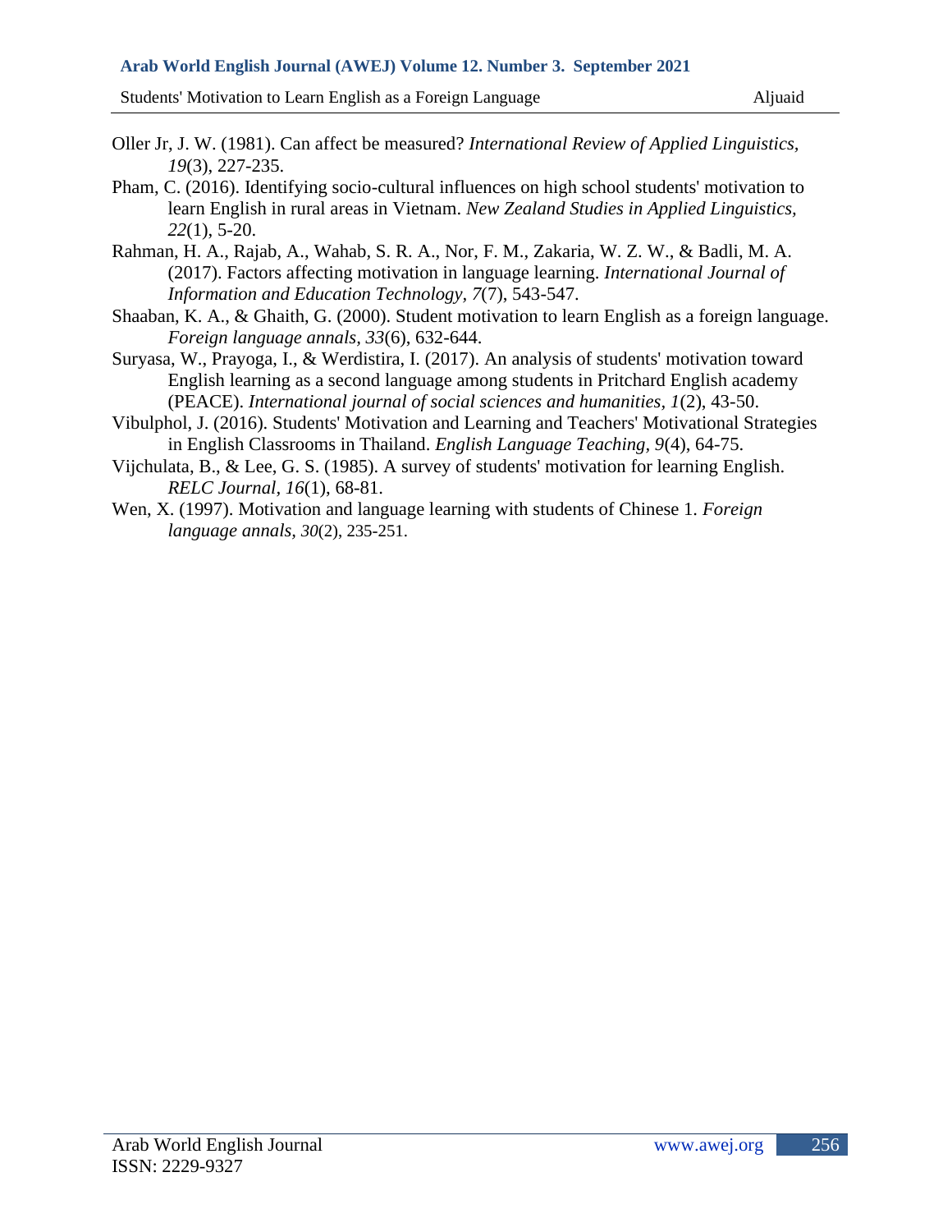Oller Jr, J. W. (1981). Can affect be measured? *International Review of Applied Linguistics, 19*(3), 227-235.

Pham, C. (2016). Identifying socio-cultural influences on high school students' motivation to learn English in rural areas in Vietnam. *New Zealand Studies in Applied Linguistics, 22*(1), 5-20.

Rahman, H. A., Rajab, A., Wahab, S. R. A., Nor, F. M., Zakaria, W. Z. W., & Badli, M. A. (2017). Factors affecting motivation in language learning. *International Journal of Information and Education Technology*, *7*(7), 543-547.

Shaaban, K. A., & Ghaith, G. (2000). Student motivation to learn English as a foreign language. *Foreign language annals*, *33*(6), 632-644.

Suryasa, W., Prayoga, I., & Werdistira, I. (2017). An analysis of students' motivation toward English learning as a second language among students in Pritchard English academy (PEACE). *International journal of social sciences and humanities*, *1*(2), 43-50.

Vibulphol, J. (2016). Students' Motivation and Learning and Teachers' Motivational Strategies in English Classrooms in Thailand. *English Language Teaching*, *9*(4), 64-75.

Vijchulata, B., & Lee, G. S. (1985). A survey of students' motivation for learning English. *RELC Journal*, *16*(1), 68-81.

Wen, X. (1997). Motivation and language learning with students of Chinese 1. *Foreign language annals*, *30*(2), 235-251.